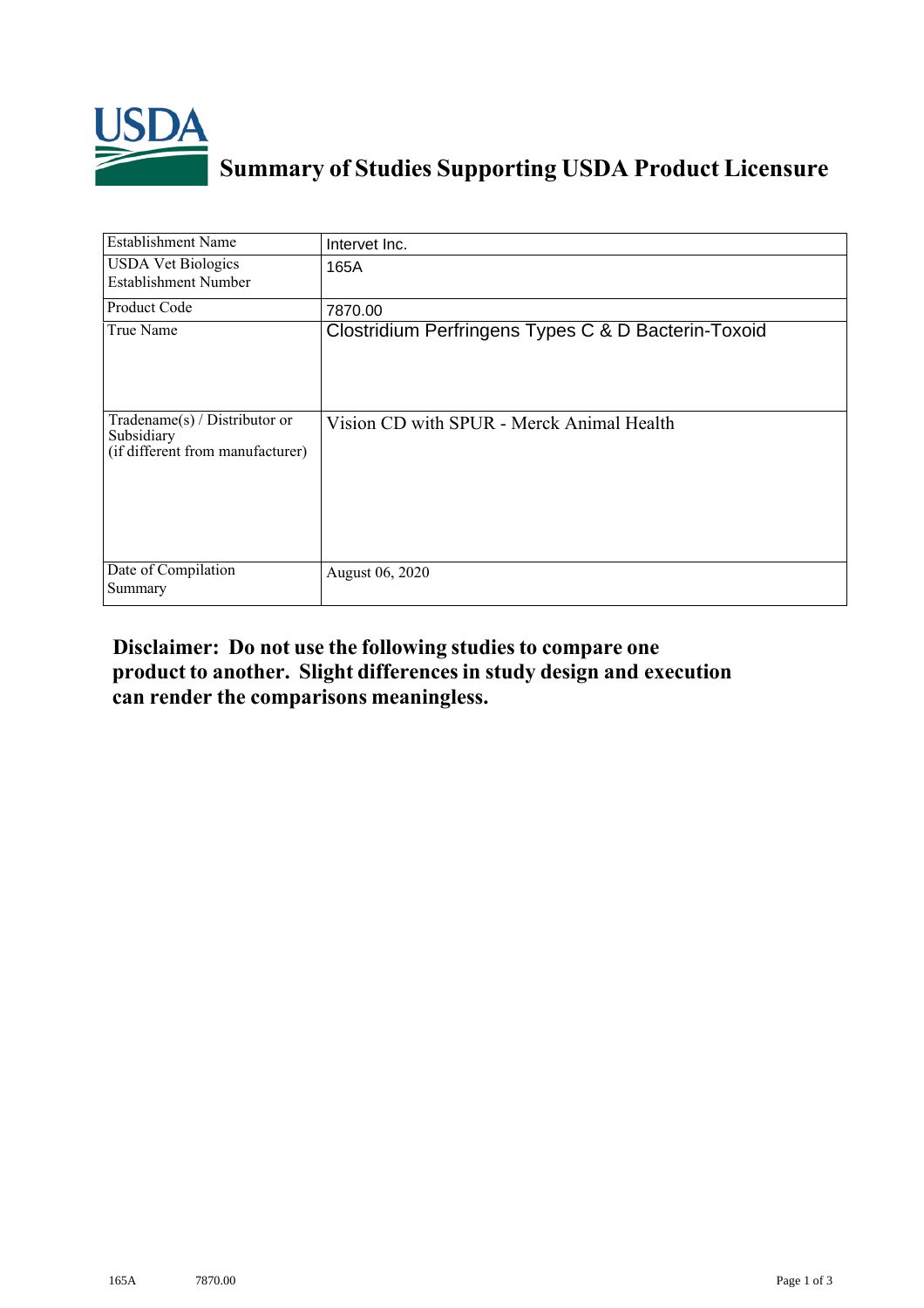# Summary of Studies Supporting USDA Product Licensure

| | |
|---|---|
| Establishment Name | Intervet Inc. |
| USDA Vet Biologics Establishment Number | 165A |
| Product Code | 7870.00 |
| True Name | Clostridium Perfringens Types C & D Bacterin-Toxoid |
| Tradename(s) / Distributor or Subsidiary (if different from manufacturer) | Vision CD with SPUR - Merck Animal Health |
| Date of Compilation Summary | August 06, 2020 |

**Disclaimer: Do not use the following studies to compare one product to another. Slight differences in study design and execution can render the comparisons meaningless.**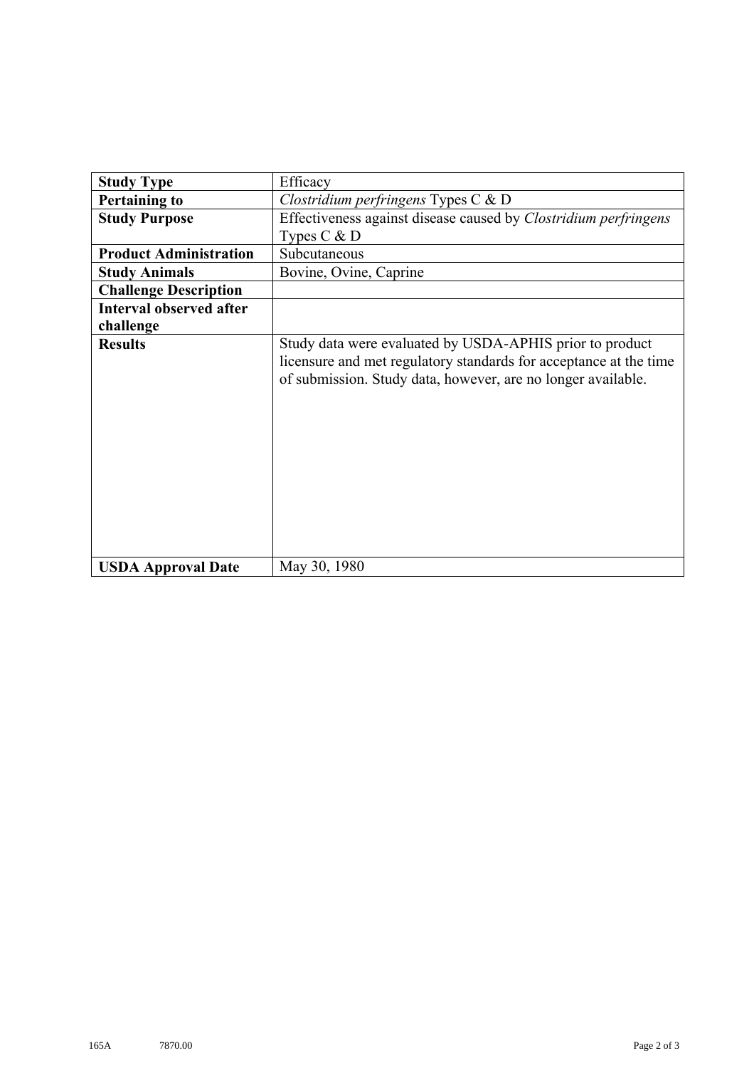| | |
|---|---|
| **Study Type** | Efficacy |
| **Pertaining to** | *Clostridium perfringens* Types C & D |
| **Study Purpose** | Effectiveness against disease caused by *Clostridium perfringens* Types C & D |
| **Product Administration** | Subcutaneous |
| **Study Animals** | Bovine, Ovine, Caprine |
| **Challenge Description** | |
| **Interval observed after challenge** | |
| **Results** | Study data were evaluated by USDA-APHIS prior to product licensure and met regulatory standards for acceptance at the time of submission. Study data, however, are no longer available. |
| **USDA Approval Date** | May 30, 1980 |

165A 7870.00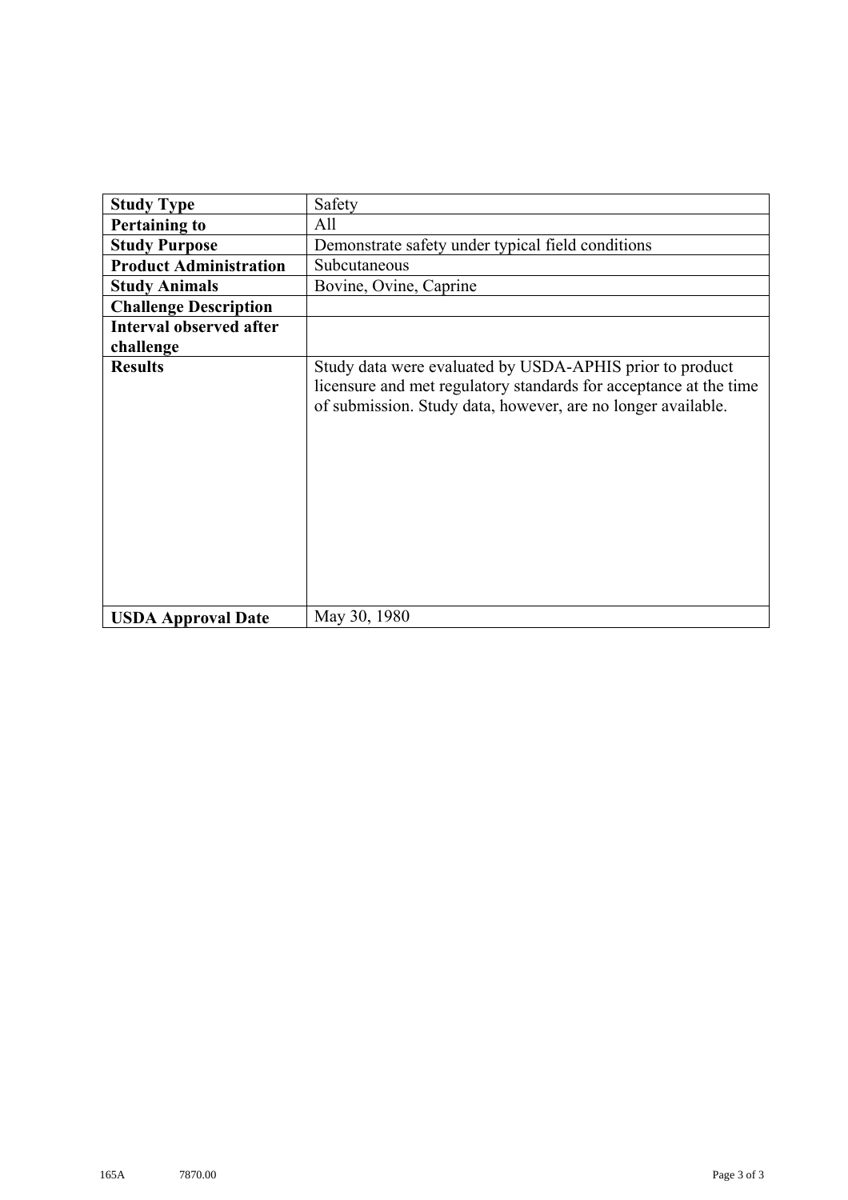| | |
|---|---|
| **Study Type** | Safety |
| **Pertaining to** | All |
| **Study Purpose** | Demonstrate safety under typical field conditions |
| **Product Administration** | Subcutaneous |
| **Study Animals** | Bovine, Ovine, Caprine |
| **Challenge Description** | |
| **Interval observed after challenge** | |
| **Results** | Study data were evaluated by USDA-APHIS prior to product licensure and met regulatory standards for acceptance at the time of submission. Study data, however, are no longer available. |
| **USDA Approval Date** | May 30, 1980 |

165A 7870.00